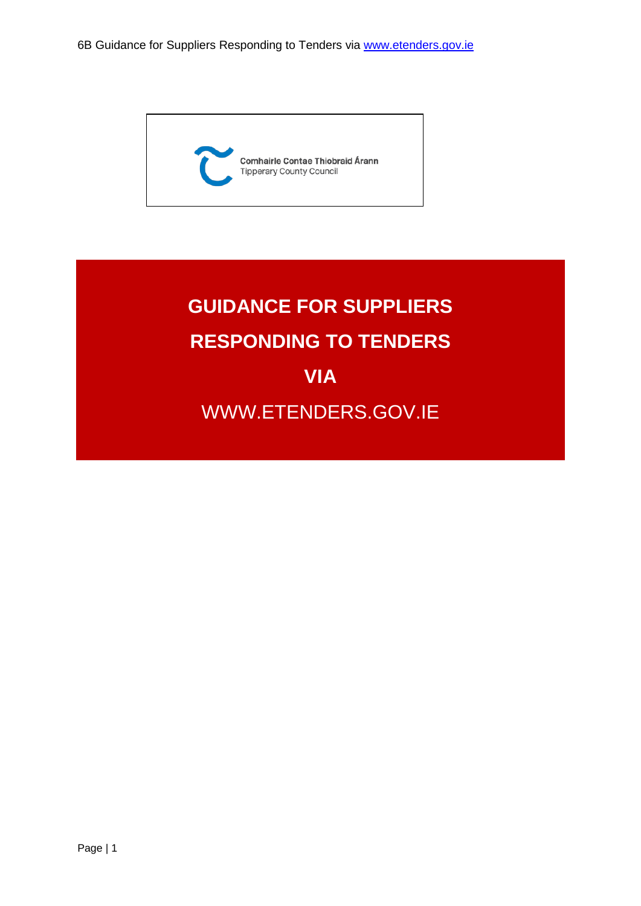Comhairle Contae Thiobraid Árann
Tipperary County Council

# GUIDANCE FOR SUPPLIERS RESPONDING TO TENDERS VIA

WWW.ETENDERS.GOV.IE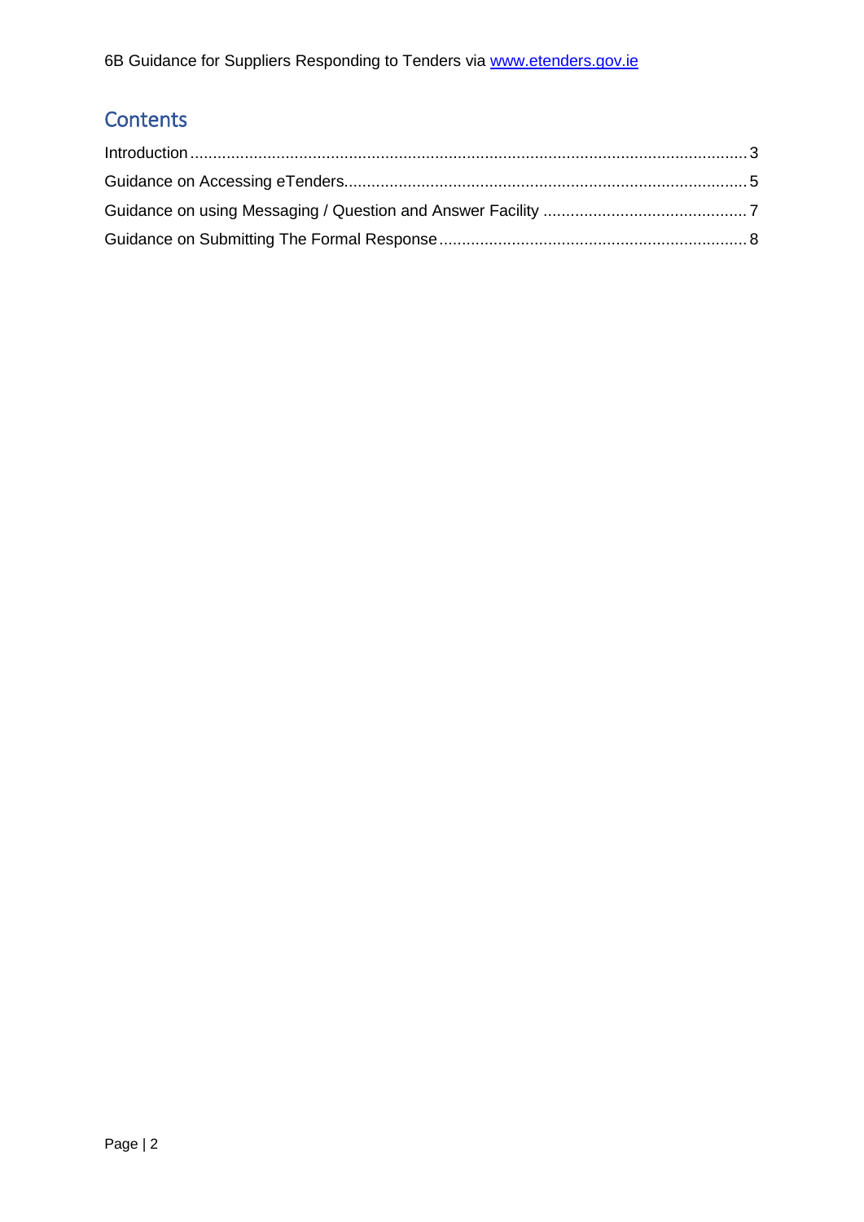## Contents

Introduction .......................................................................................................................... 3

Guidance on Accessing eTenders......................................................................................... 5

Guidance on using Messaging / Question and Answer Facility ............................................ 7

Guidance on Submitting The Formal Response .................................................................... 8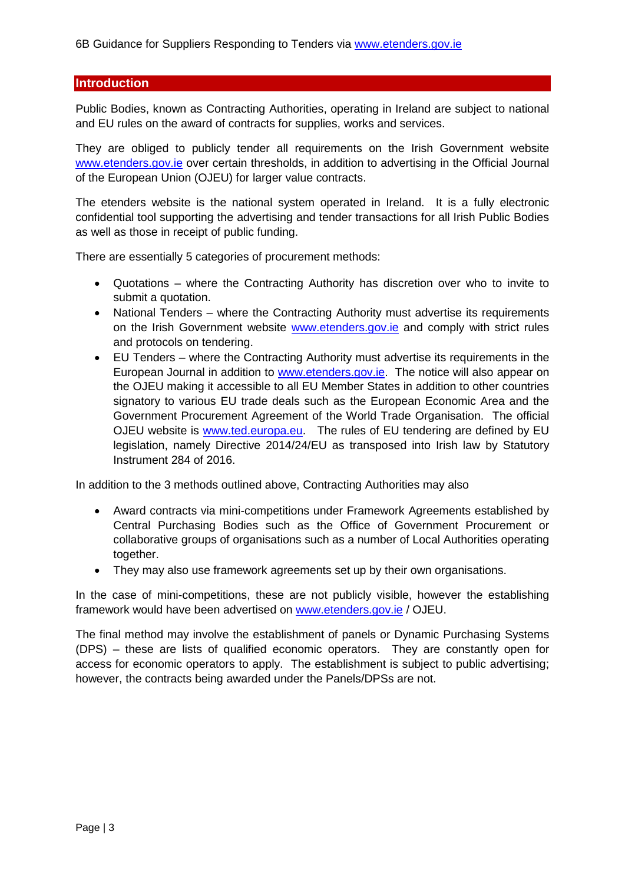## Introduction

Public Bodies, known as Contracting Authorities, operating in Ireland are subject to national and EU rules on the award of contracts for supplies, works and services.

They are obliged to publicly tender all requirements on the Irish Government website www.etenders.gov.ie over certain thresholds, in addition to advertising in the Official Journal of the European Union (OJEU) for larger value contracts.

The etenders website is the national system operated in Ireland. It is a fully electronic confidential tool supporting the advertising and tender transactions for all Irish Public Bodies as well as those in receipt of public funding.

There are essentially 5 categories of procurement methods:

- Quotations – where the Contracting Authority has discretion over who to invite to submit a quotation.
- National Tenders – where the Contracting Authority must advertise its requirements on the Irish Government website www.etenders.gov.ie and comply with strict rules and protocols on tendering.
- EU Tenders – where the Contracting Authority must advertise its requirements in the European Journal in addition to www.etenders.gov.ie. The notice will also appear on the OJEU making it accessible to all EU Member States in addition to other countries signatory to various EU trade deals such as the European Economic Area and the Government Procurement Agreement of the World Trade Organisation. The official OJEU website is www.ted.europa.eu. The rules of EU tendering are defined by EU legislation, namely Directive 2014/24/EU as transposed into Irish law by Statutory Instrument 284 of 2016.

In addition to the 3 methods outlined above, Contracting Authorities may also

- Award contracts via mini-competitions under Framework Agreements established by Central Purchasing Bodies such as the Office of Government Procurement or collaborative groups of organisations such as a number of Local Authorities operating together.
- They may also use framework agreements set up by their own organisations.

In the case of mini-competitions, these are not publicly visible, however the establishing framework would have been advertised on www.etenders.gov.ie / OJEU.

The final method may involve the establishment of panels or Dynamic Purchasing Systems (DPS) – these are lists of qualified economic operators. They are constantly open for access for economic operators to apply. The establishment is subject to public advertising; however, the contracts being awarded under the Panels/DPSs are not.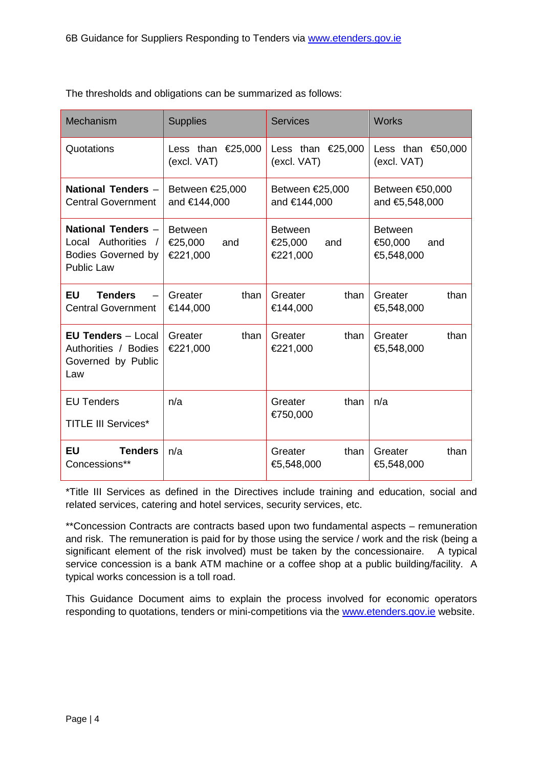The thresholds and obligations can be summarized as follows:

| Mechanism | Supplies | Services | Works |
|---|---|---|---|
| Quotations | Less than €25,000 (excl. VAT) | Less than €25,000 (excl. VAT) | Less than €50,000 (excl. VAT) |
| **National Tenders** – Central Government | Between €25,000 and €144,000 | Between €25,000 and €144,000 | Between €50,000 and €5,548,000 |
| **National Tenders** – Local Authorities / Bodies Governed by Public Law | Between €25,000 and €221,000 | Between €25,000 and €221,000 | Between €50,000 and €5,548,000 |
| **EU Tenders** – Central Government | Greater than €144,000 | Greater than €144,000 | Greater than €5,548,000 |
| **EU Tenders** – Local Authorities / Bodies Governed by Public Law | Greater than €221,000 | Greater than €221,000 | Greater than €5,548,000 |
| EU Tenders<br>TITLE III Services* | n/a | Greater than €750,000 | n/a |
| **EU Tenders** Concessions** | n/a | Greater than €5,548,000 | Greater than €5,548,000 |

*Title III Services as defined in the Directives include training and education, social and related services, catering and hotel services, security services, etc.

**Concession Contracts are contracts based upon two fundamental aspects – remuneration and risk. The remuneration is paid for by those using the service / work and the risk (being a significant element of the risk involved) must be taken by the concessionaire. A typical service concession is a bank ATM machine or a coffee shop at a public building/facility. A typical works concession is a toll road.

This Guidance Document aims to explain the process involved for economic operators responding to quotations, tenders or mini-competitions via the www.etenders.gov.ie website.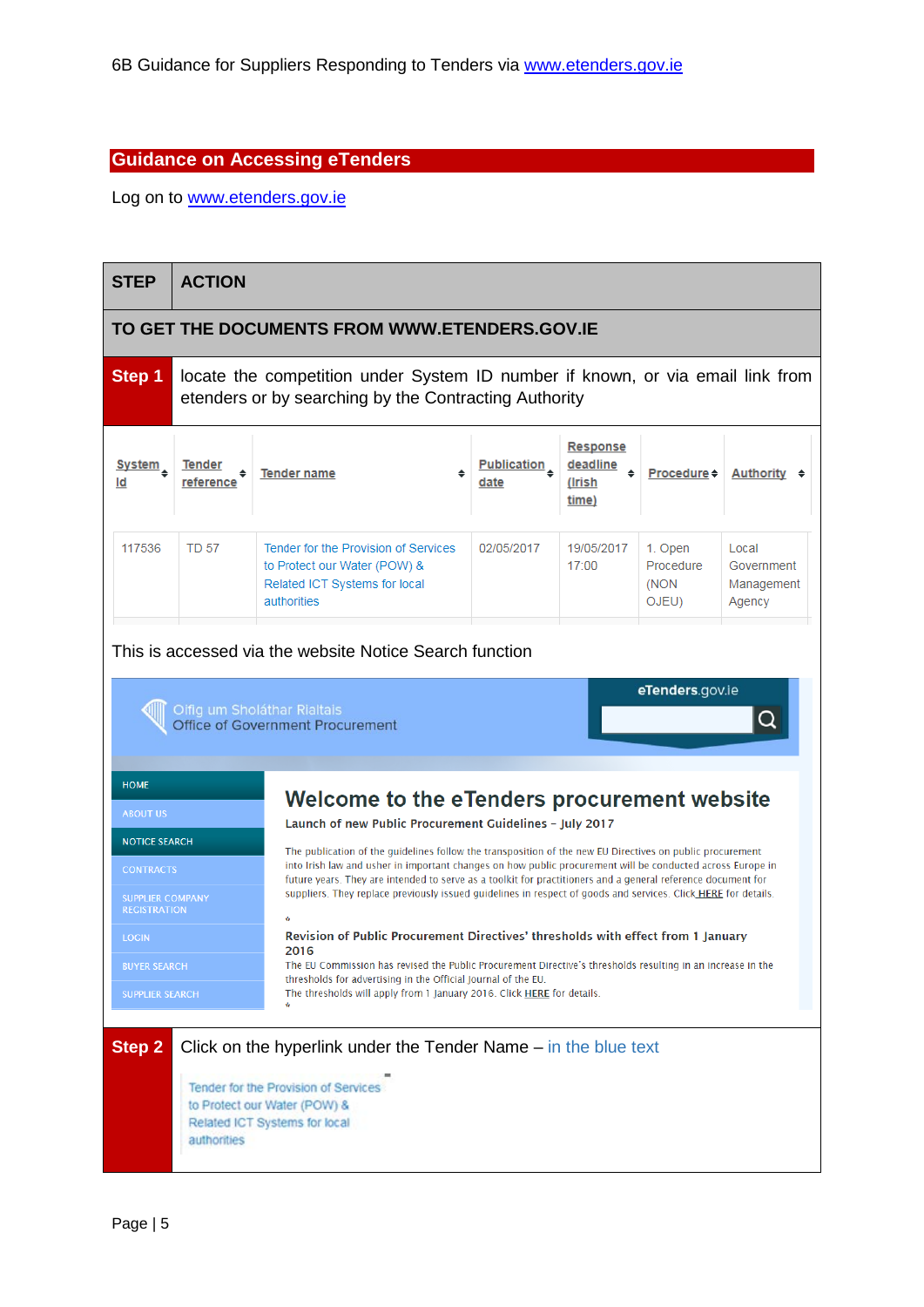6B Guidance for Suppliers Responding to Tenders via www.etenders.gov.ie

## Guidance on Accessing eTenders

Log on to www.etenders.gov.ie

| STEP | ACTION |
|---|---|
| **TO GET THE DOCUMENTS FROM WWW.ETENDERS.GOV.IE** | |
| **Step 1** | locate the competition under System ID number if known, or via email link from etenders or by searching by the Contracting Authority |

| System Id | Tender reference | Tender name | Publication date | Response deadline (Irish time) | Procedure | Authority |
|---|---|---|---|---|---|---|
| 117536 | TD 57 | Tender for the Provision of Services to Protect our Water (POW) & Related ICT Systems for local authorities | 02/05/2017 | 19/05/2017 17:00 | 1. Open Procedure (NON OJEU) | Local Government Management Agency |

This is accessed via the website Notice Search function

Oifig um Sholáthar Rialtais
Office of Government Procurement

eTenders.gov.ie

HOME
ABOUT US
NOTICE SEARCH
CONTRACTS
SUPPLIER COMPANY REGISTRATION
LOGIN
BUYER SEARCH
SUPPLIER SEARCH

**Welcome to the eTenders procurement website**

**Launch of new Public Procurement Guidelines – July 2017**

The publication of the guidelines follow the transposition of the new EU Directives on public procurement into Irish law and usher in important changes on how public procurement will be conducted across Europe in future years. They are intended to serve as a toolkit for practitioners and a general reference document for suppliers. They replace previously issued guidelines in respect of goods and services. Click HERE for details.

**Revision of Public Procurement Directives' thresholds with effect from 1 January 2016**

The EU Commission has revised the Public Procurement Directive's thresholds resulting in an increase in the thresholds for advertising in the Official Journal of the EU.
The thresholds will apply from 1 January 2016. Click HERE for details.

| | |
|---|---|
| **Step 2** | Click on the hyperlink under the Tender Name – in the blue text<br><br>Tender for the Provision of Services to Protect our Water (POW) & Related ICT Systems for local authorities |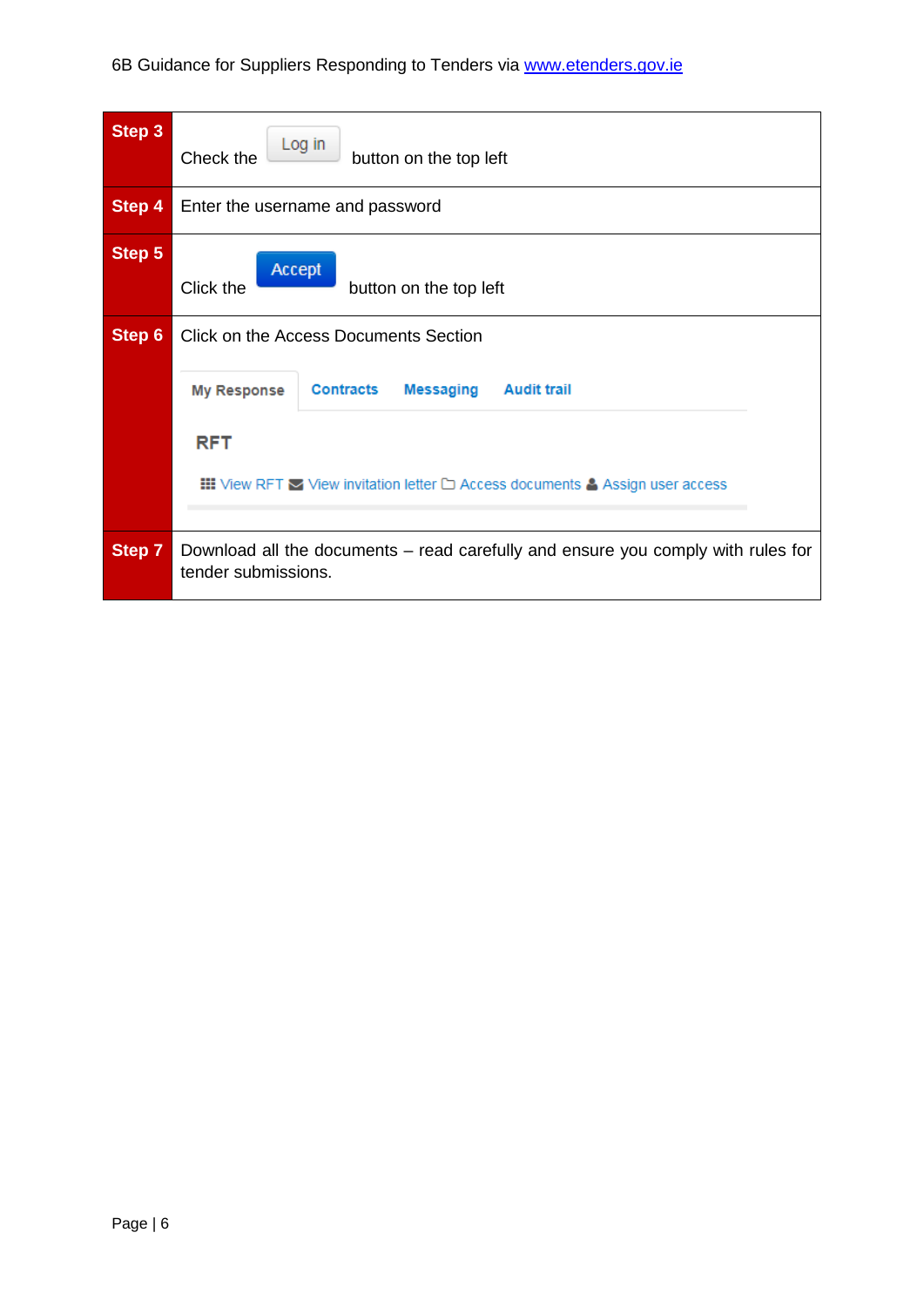| | |
|---|---|
| **Step 3** | Check the Log in button on the top left |
| **Step 4** | Enter the username and password |
| **Step 5** | Click the Accept button on the top left |
| **Step 6** | Click on the Access Documents Section<br><br>My Response Contracts Messaging Audit trail<br><br>RFT<br><br>View RFT View invitation letter Access documents Assign user access |
| **Step 7** | Download all the documents – read carefully and ensure you comply with rules for tender submissions. |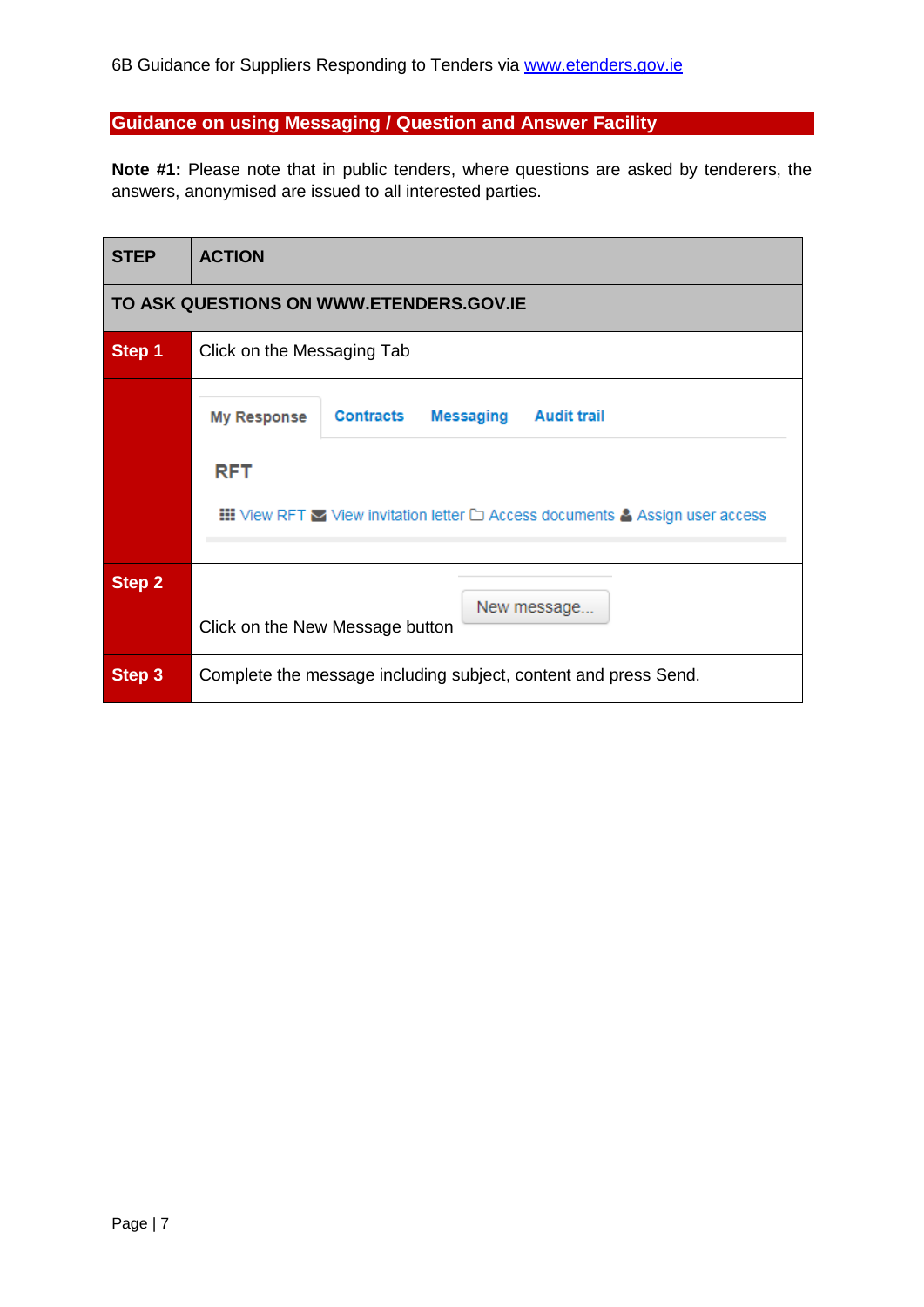## Guidance on using Messaging / Question and Answer Facility

**Note #1:** Please note that in public tenders, where questions are asked by tenderers, the answers, anonymised are issued to all interested parties.

| STEP | ACTION |
| --- | --- |
| **TO ASK QUESTIONS ON WWW.ETENDERS.GOV.IE** | |
| **Step 1** | Click on the Messaging Tab |
| | My Response · Contracts · Messaging · Audit trail<br>RFT<br>View RFT · View invitation letter · Access documents · Assign user access |
| **Step 2** | Click on the New Message button (New message...) |
| **Step 3** | Complete the message including subject, content and press Send. |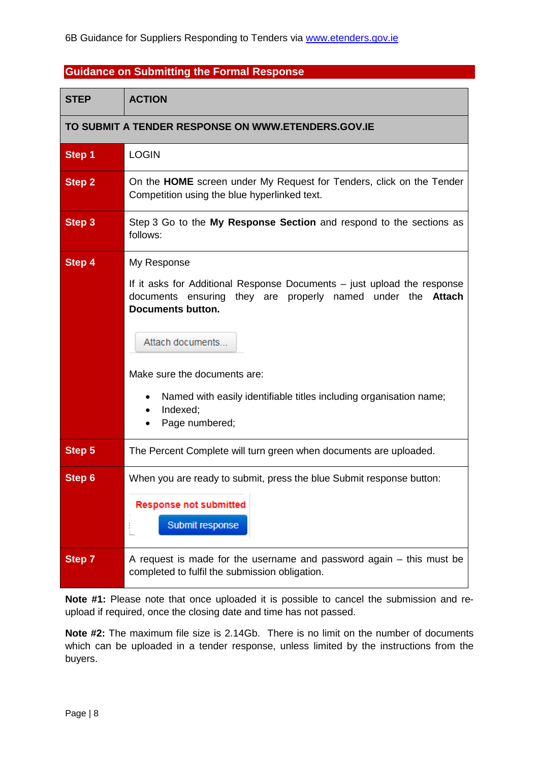## Guidance on Submitting the Formal Response

| STEP | ACTION |
|---|---|
| **TO SUBMIT A TENDER RESPONSE ON WWW.ETENDERS.GOV.IE** | |
| **Step 1** | LOGIN |
| **Step 2** | On the **HOME** screen under My Request for Tenders, click on the Tender Competition using the blue hyperlinked text. |
| **Step 3** | Step 3 Go to the **My Response Section** and respond to the sections as follows: |
| **Step 4** | My Response<br><br>If it asks for Additional Response Documents – just upload the response documents ensuring they are properly named under the **Attach Documents button.**<br><br>Attach documents...<br><br>Make sure the documents are:<br>• Named with easily identifiable titles including organisation name;<br>• Indexed;<br>• Page numbered; |
| **Step 5** | The Percent Complete will turn green when documents are uploaded. |
| **Step 6** | When you are ready to submit, press the blue Submit response button:<br><br>Response not submitted<br>Submit response |
| **Step 7** | A request is made for the username and password again – this must be completed to fulfil the submission obligation. |

**Note #1:** Please note that once uploaded it is possible to cancel the submission and re-upload if required, once the closing date and time has not passed.

**Note #2:** The maximum file size is 2.14Gb. There is no limit on the number of documents which can be uploaded in a tender response, unless limited by the instructions from the buyers.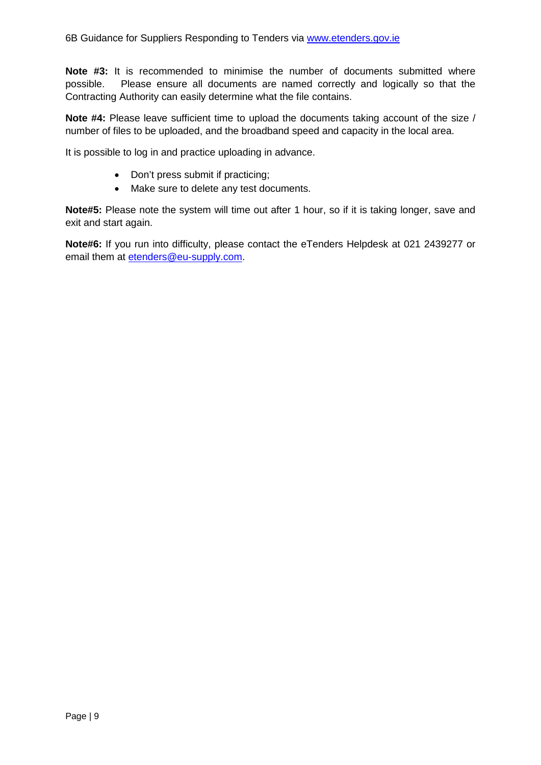**Note #3:** It is recommended to minimise the number of documents submitted where possible. Please ensure all documents are named correctly and logically so that the Contracting Authority can easily determine what the file contains.

**Note #4:** Please leave sufficient time to upload the documents taking account of the size / number of files to be uploaded, and the broadband speed and capacity in the local area.

It is possible to log in and practice uploading in advance.

- Don't press submit if practicing;
- Make sure to delete any test documents.

**Note#5:** Please note the system will time out after 1 hour, so if it is taking longer, save and exit and start again.

**Note#6:** If you run into difficulty, please contact the eTenders Helpdesk at 021 2439277 or email them at etenders@eu-supply.com.